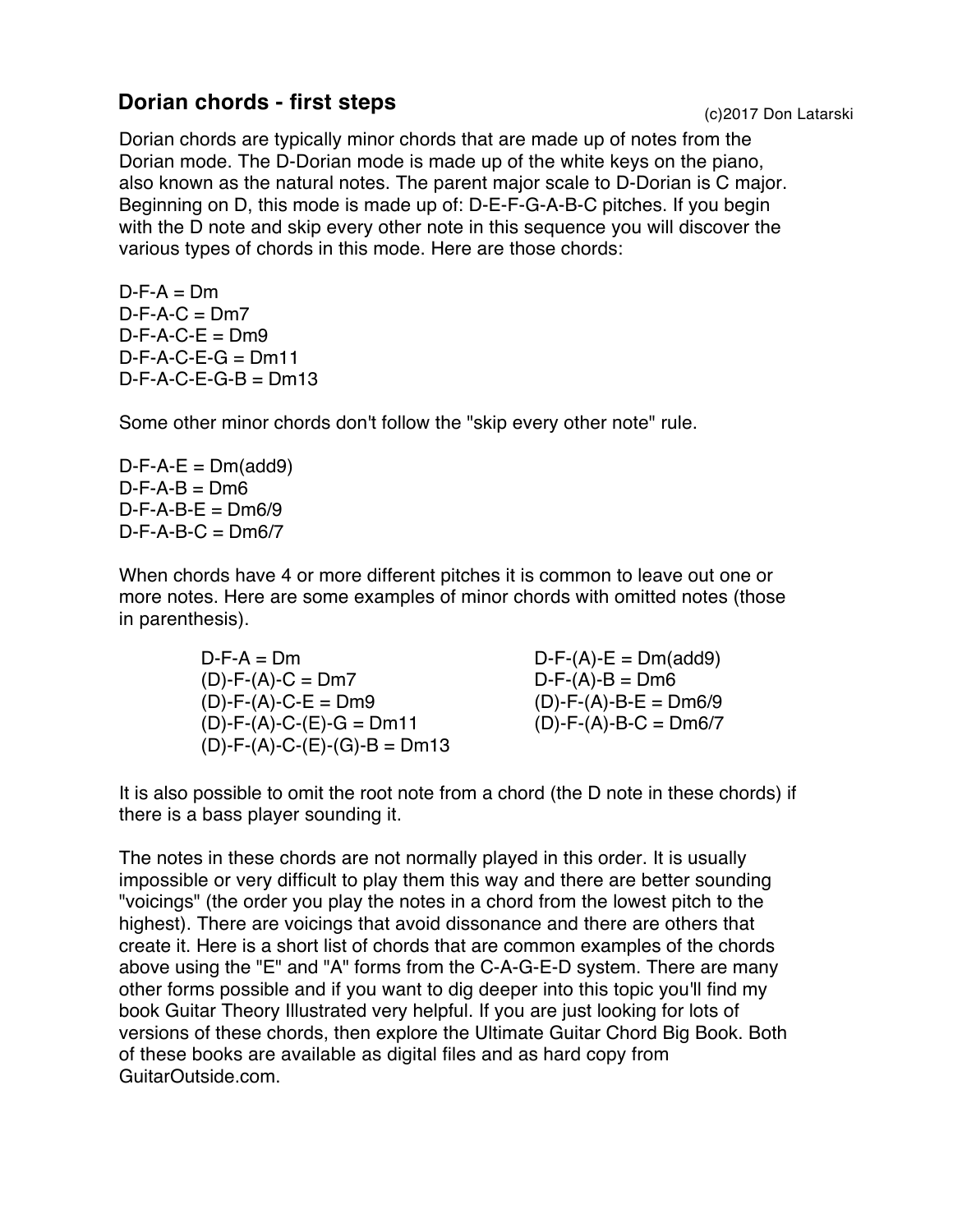# Dorian chords - first steps

(c)2017 Don Latarski

Dorian chords are typically minor chords that are made up of notes from the Dorian mode. The D-Dorian mode is made up of the white keys on the piano, also known as the natural notes. The parent major scale to D-Dorian is C major. Beginning on D, this mode is made up of: D-E-F-G-A-B-C pitches. If you begin with the D note and skip every other note in this sequence you will discover the various types of chords in this mode. Here are those chords:

D-F-A = Dm
D-F-A-C = Dm7
D-F-A-C-E = Dm9
D-F-A-C-E-G = Dm11
D-F-A-C-E-G-B = Dm13

Some other minor chords don't follow the "skip every other note" rule.

D-F-A-E = Dm(add9)
D-F-A-B = Dm6
D-F-A-B-E = Dm6/9
D-F-A-B-C = Dm6/7

When chords have 4 or more different pitches it is common to leave out one or more notes. Here are some examples of minor chords with omitted notes (those in parenthesis).

D-F-A = Dm
(D)-F-(A)-C = Dm7
(D)-F-(A)-C-E = Dm9
(D)-F-(A)-C-(E)-G = Dm11
(D)-F-(A)-C-(E)-(G)-B = Dm13

D-F-(A)-E = Dm(add9)
D-F-(A)-B = Dm6
(D)-F-(A)-B-E = Dm6/9
(D)-F-(A)-B-C = Dm6/7

It is also possible to omit the root note from a chord (the D note in these chords) if there is a bass player sounding it.

The notes in these chords are not normally played in this order. It is usually impossible or very difficult to play them this way and there are better sounding "voicings" (the order you play the notes in a chord from the lowest pitch to the highest). There are voicings that avoid dissonance and there are others that create it. Here is a short list of chords that are common examples of the chords above using the "E" and "A" forms from the C-A-G-E-D system. There are many other forms possible and if you want to dig deeper into this topic you'll find my book Guitar Theory Illustrated very helpful. If you are just looking for lots of versions of these chords, then explore the Ultimate Guitar Chord Big Book. Both of these books are available as digital files and as hard copy from GuitarOutside.com.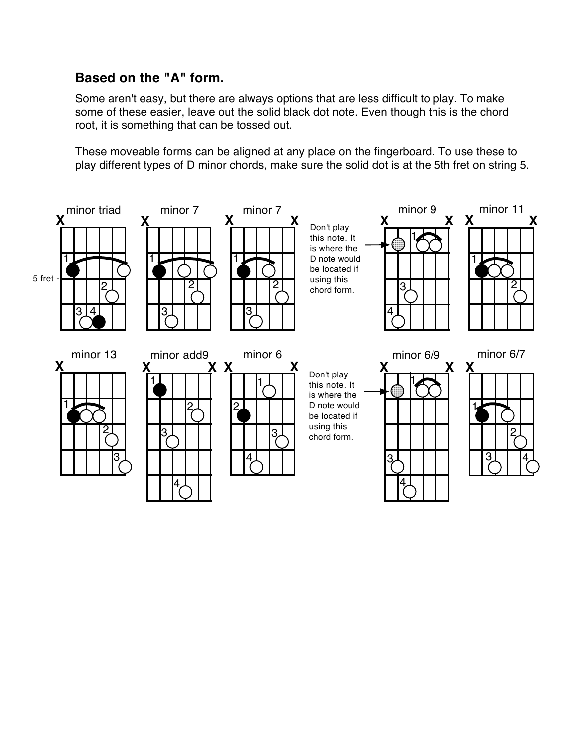### Based on the "A" form.

Some aren't easy, but there are always options that are less difficult to play. To make some of these easier, leave out the solid black dot note. Even though this is the chord root, it is something that can be tossed out.

These moveable forms can be aligned at any place on the fingerboard. To use these to play different types of D minor chords, make sure the solid dot is at the 5th fret on string 5.

minor triad

5 fret -

minor 7

minor 7

Don't play this note. It is where the D note would be located if using this chord form.

minor 9

minor 11

minor 13

minor add9

minor 6

Don't play this note. It is where the D note would be located if using this chord form.

minor 6/9

minor 6/7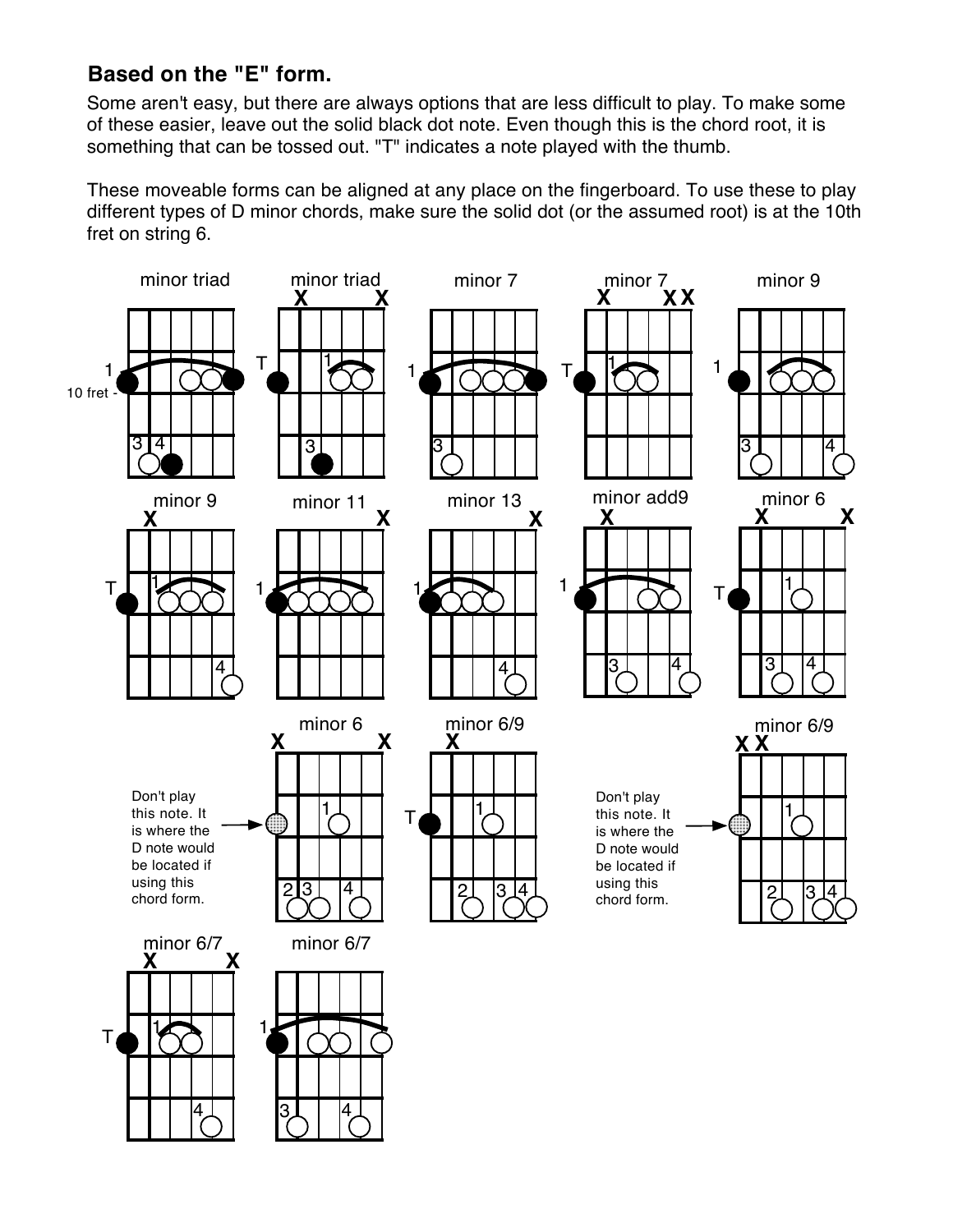## Based on the "E" form.

Some aren't easy, but there are always options that are less difficult to play. To make some of these easier, leave out the solid black dot note. Even though this is the chord root, it is something that can be tossed out. "T" indicates a note played with the thumb.

These moveable forms can be aligned at any place on the fingerboard. To use these to play different types of D minor chords, make sure the solid dot (or the assumed root) is at the 10th fret on string 6.

minor triad

1

10 fret -

3 4

minor triad

X X

T 1

3

minor 7

1

3

minor 7

X XX

T 1

minor 9

1

3 4

minor 9

X

T 1

4

minor 11

X

1

minor 13

X

1

4

minor add9

X

1

3 4

minor 6

X X

T 1

3 4

Don't play this note. It is where the D note would be located if using this chord form.

minor 6

X X

1

2 3 4

minor 6/9

X

T 1

2 3 4

Don't play this note. It is where the D note would be located if using this chord form.

minor 6/9

XX

1

2 3 4

minor 6/7

X X

T 1

4

minor 6/7

1

3 4